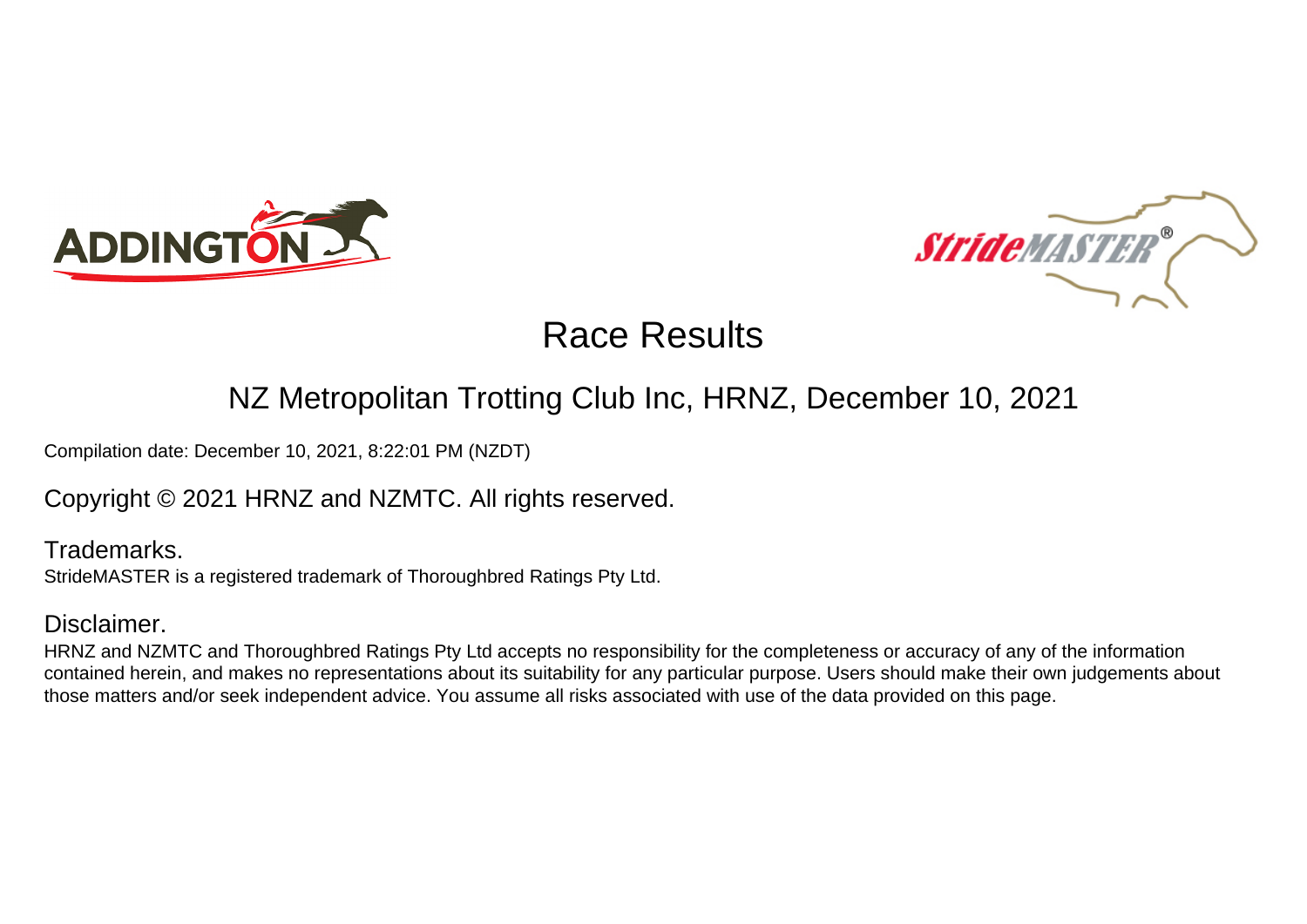# Race Results

## NZ Metropolitan Trotting Club Inc, HRNZ, December 10, 2021

Compilation date: December 10, 2021, 8:22:01 PM (NZDT)

Copyright © 2021 HRNZ and NZMTC. All rights reserved.

### Trademarks.

StrideMASTER is a registered trademark of Thoroughbred Ratings Pty Ltd.

### Disclaimer.

HRNZ and NZMTC and Thoroughbred Ratings Pty Ltd accepts no responsibility for the completeness or accuracy of any of the information contained herein, and makes no representations about its suitability for any particular purpose. Users should make their own judgements about those matters and/or seek independent advice. You assume all risks associated with use of the data provided on this page.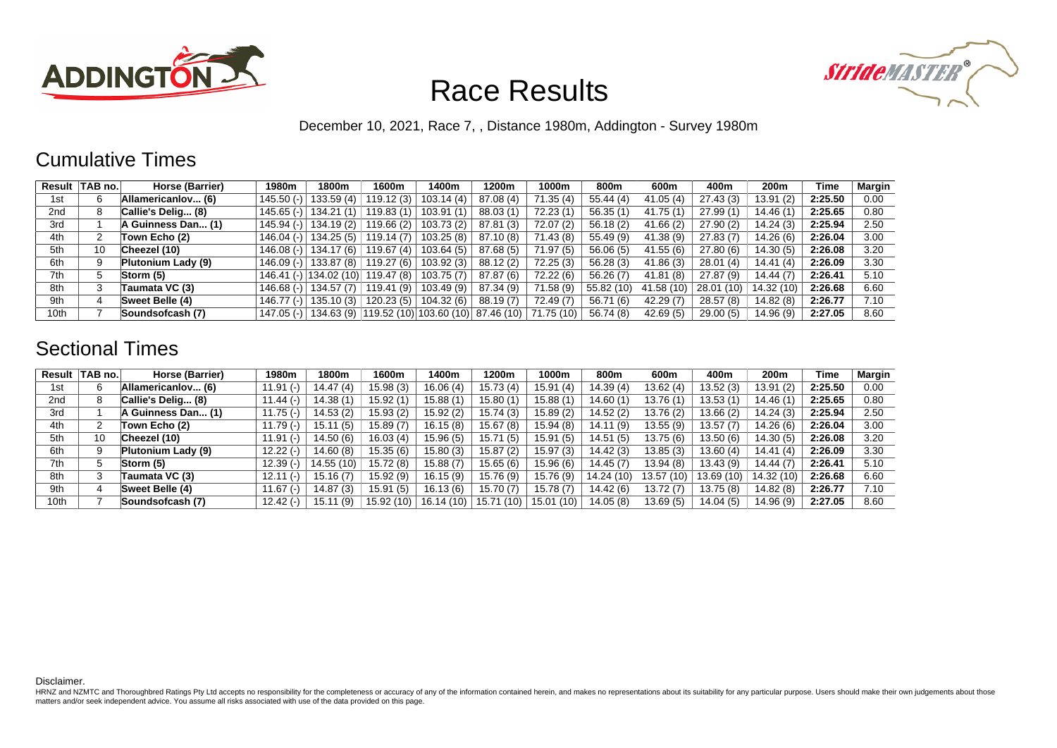# Race Results

December 10, 2021, Race 7, , Distance 1980m, Addington - Survey 1980m

## Cumulative Times

| Result | TAB no. | Horse (Barrier) | 1980m | 1800m | 1600m | 1400m | 1200m | 1000m | 800m | 600m | 400m | 200m | Time | Margin |
|---|---|---|---|---|---|---|---|---|---|---|---|---|---|---|
| 1st | 6 | Allamericanlov... (6) | 145.50 (-) | 133.59 (4) | 119.12 (3) | 103.14 (4) | 87.08 (4) | 71.35 (4) | 55.44 (4) | 41.05 (4) | 27.43 (3) | 13.91 (2) | 2:25.50 | 0.00 |
| 2nd | 8 | Callie's Delig... (8) | 145.65 (-) | 134.21 (1) | 119.83 (1) | 103.91 (1) | 88.03 (1) | 72.23 (1) | 56.35 (1) | 41.75 (1) | 27.99 (1) | 14.46 (1) | 2:25.65 | 0.80 |
| 3rd | 1 | A Guinness Dan... (1) | 145.94 (-) | 134.19 (2) | 119.66 (2) | 103.73 (2) | 87.81 (3) | 72.07 (2) | 56.18 (2) | 41.66 (2) | 27.90 (2) | 14.24 (3) | 2:25.94 | 2.50 |
| 4th | 2 | Town Echo (2) | 146.04 (-) | 134.25 (5) | 119.14 (7) | 103.25 (8) | 87.10 (8) | 71.43 (8) | 55.49 (9) | 41.38 (9) | 27.83 (7) | 14.26 (6) | 2:26.04 | 3.00 |
| 5th | 10 | Cheezel (10) | 146.08 (-) | 134.17 (6) | 119.67 (4) | 103.64 (5) | 87.68 (5) | 71.97 (5) | 56.06 (5) | 41.55 (6) | 27.80 (6) | 14.30 (5) | 2:26.08 | 3.20 |
| 6th | 9 | Plutonium Lady (9) | 146.09 (-) | 133.87 (8) | 119.27 (6) | 103.92 (3) | 88.12 (2) | 72.25 (3) | 56.28 (3) | 41.86 (3) | 28.01 (4) | 14.41 (4) | 2:26.09 | 3.30 |
| 7th | 5 | Storm (5) | 146.41 (-) | 134.02 (10) | 119.47 (8) | 103.75 (7) | 87.87 (6) | 72.22 (6) | 56.26 (7) | 41.81 (8) | 27.87 (9) | 14.44 (7) | 2:26.41 | 5.10 |
| 8th | 3 | Taumata VC (3) | 146.68 (-) | 134.57 (7) | 119.41 (9) | 103.49 (9) | 87.34 (9) | 71.58 (9) | 55.82 (10) | 41.58 (10) | 28.01 (10) | 14.32 (10) | 2:26.68 | 6.60 |
| 9th | 4 | Sweet Belle (4) | 146.77 (-) | 135.10 (3) | 120.23 (5) | 104.32 (6) | 88.19 (7) | 72.49 (7) | 56.71 (6) | 42.29 (7) | 28.57 (8) | 14.82 (8) | 2:26.77 | 7.10 |
| 10th | 7 | Soundsofcash (7) | 147.05 (-) | 134.63 (9) | 119.52 (10) | 103.60 (10) | 87.46 (10) | 71.75 (10) | 56.74 (8) | 42.69 (5) | 29.00 (5) | 14.96 (9) | 2:27.05 | 8.60 |

## Sectional Times

| Result | TAB no. | Horse (Barrier) | 1980m | 1800m | 1600m | 1400m | 1200m | 1000m | 800m | 600m | 400m | 200m | Time | Margin |
|---|---|---|---|---|---|---|---|---|---|---|---|---|---|---|
| 1st | 6 | Allamericanlov... (6) | 11.91 (-) | 14.47 (4) | 15.98 (3) | 16.06 (4) | 15.73 (4) | 15.91 (4) | 14.39 (4) | 13.62 (4) | 13.52 (3) | 13.91 (2) | 2:25.50 | 0.00 |
| 2nd | 8 | Callie's Delig... (8) | 11.44 (-) | 14.38 (1) | 15.92 (1) | 15.88 (1) | 15.80 (1) | 15.88 (1) | 14.60 (1) | 13.76 (1) | 13.53 (1) | 14.46 (1) | 2:25.65 | 0.80 |
| 3rd | 1 | A Guinness Dan... (1) | 11.75 (-) | 14.53 (2) | 15.93 (2) | 15.92 (2) | 15.74 (3) | 15.89 (2) | 14.52 (2) | 13.76 (2) | 13.66 (2) | 14.24 (3) | 2:25.94 | 2.50 |
| 4th | 2 | Town Echo (2) | 11.79 (-) | 15.11 (5) | 15.89 (7) | 16.15 (8) | 15.67 (8) | 15.94 (8) | 14.11 (9) | 13.55 (9) | 13.57 (7) | 14.26 (6) | 2:26.04 | 3.00 |
| 5th | 10 | Cheezel (10) | 11.91 (-) | 14.50 (6) | 16.03 (4) | 15.96 (5) | 15.71 (5) | 15.91 (5) | 14.51 (5) | 13.75 (6) | 13.50 (6) | 14.30 (5) | 2:26.08 | 3.20 |
| 6th | 9 | Plutonium Lady (9) | 12.22 (-) | 14.60 (8) | 15.35 (6) | 15.80 (3) | 15.87 (2) | 15.97 (3) | 14.42 (3) | 13.85 (3) | 13.60 (4) | 14.41 (4) | 2:26.09 | 3.30 |
| 7th | 5 | Storm (5) | 12.39 (-) | 14.55 (10) | 15.72 (8) | 15.88 (7) | 15.65 (6) | 15.96 (6) | 14.45 (7) | 13.94 (8) | 13.43 (9) | 14.44 (7) | 2:26.41 | 5.10 |
| 8th | 3 | Taumata VC (3) | 12.11 (-) | 15.16 (7) | 15.92 (9) | 16.15 (9) | 15.76 (9) | 15.76 (9) | 14.24 (10) | 13.57 (10) | 13.69 (10) | 14.32 (10) | 2:26.68 | 6.60 |
| 9th | 4 | Sweet Belle (4) | 11.67 (-) | 14.87 (3) | 15.91 (5) | 16.13 (6) | 15.70 (7) | 15.78 (7) | 14.42 (6) | 13.72 (7) | 13.75 (8) | 14.82 (8) | 2:26.77 | 7.10 |
| 10th | 7 | Soundsofcash (7) | 12.42 (-) | 15.11 (9) | 15.92 (10) | 16.14 (10) | 15.71 (10) | 15.01 (10) | 14.05 (8) | 13.69 (5) | 14.04 (5) | 14.96 (9) | 2:27.05 | 8.60 |

Disclaimer.

HRNZ and NZMTC and Thoroughbred Ratings Pty Ltd accepts no responsibility for the completeness or accuracy of any of the information contained herein, and makes no representations about its suitability for any particular purpose. Users should make their own judgements about those matters and/or seek independent advice. You assume all risks associated with use of the data provided on this page.